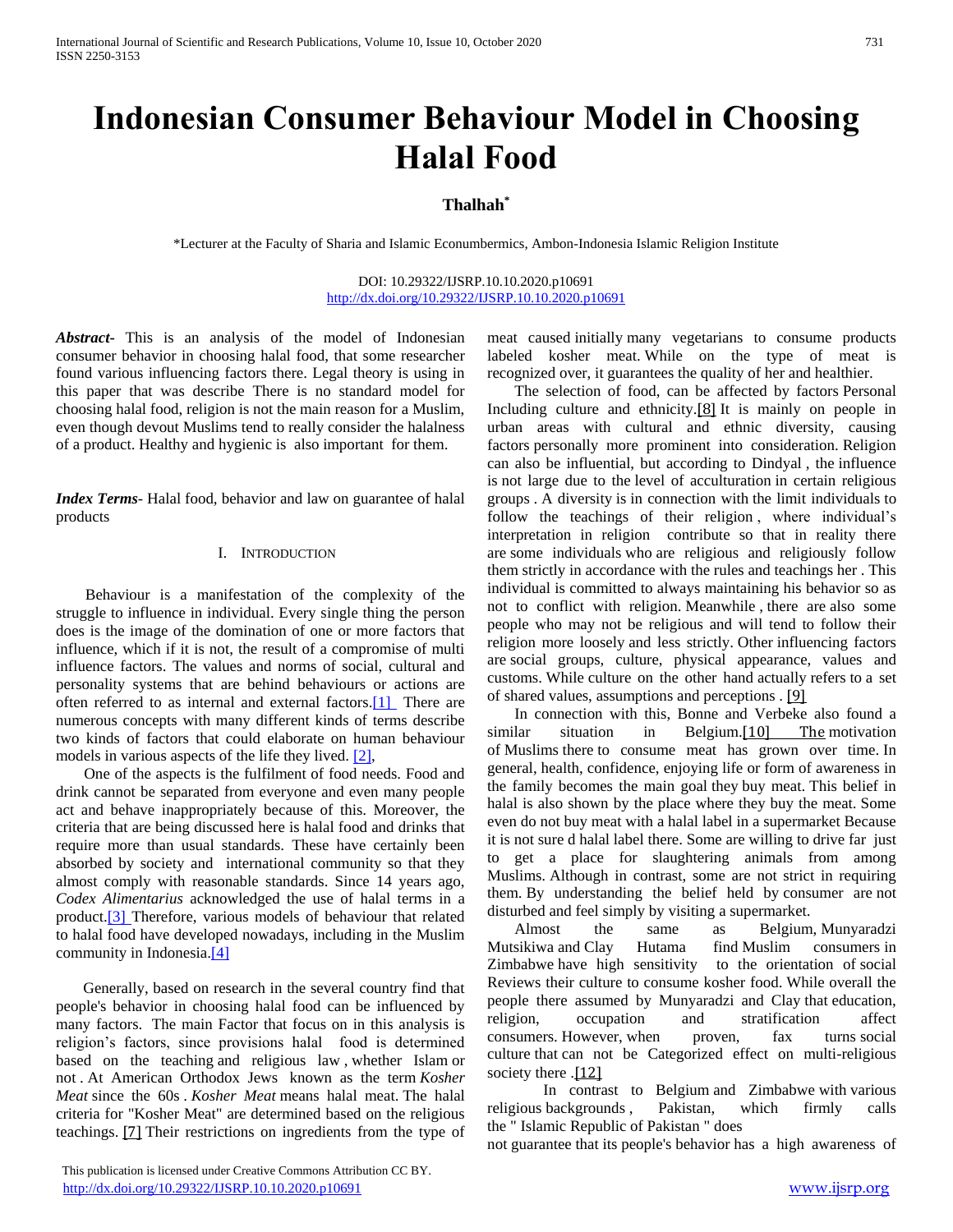# Indonesian Consumer Behaviour Model in Choosing Halal Food

**Thalhah***

*Lecturer at the Faculty of Sharia and Islamic Econumbermics, Ambon-Indonesia Islamic Religion Institute

DOI: 10.29322/IJSRP.10.10.2020.p10691
http://dx.doi.org/10.29322/IJSRP.10.10.2020.p10691

***Abstract***- This is an analysis of the model of Indonesian consumer behavior in choosing halal food, that some researcher found various influencing factors there. Legal theory is using in this paper that was describe There is no standard model for choosing halal food, religion is not the main reason for a Muslim, even though devout Muslims tend to really consider the halalness of a product. Healthy and hygienic is also important for them.

***Index Terms***- Halal food, behavior and law on guarantee of halal products

## I. Introduction

Behaviour is a manifestation of the complexity of the struggle to influence in individual. Every single thing the person does is the image of the domination of one or more factors that influence, which if it is not, the result of a compromise of multi influence factors. The values and norms of social, cultural and personality systems that are behind behaviours or actions are often referred to as internal and external factors.[1] There are numerous concepts with many different kinds of terms describe two kinds of factors that could elaborate on human behaviour models in various aspects of the life they lived. [2],

One of the aspects is the fulfilment of food needs. Food and drink cannot be separated from everyone and even many people act and behave inappropriately because of this. Moreover, the criteria that are being discussed here is halal food and drinks that require more than usual standards. These have certainly been absorbed by society and international community so that they almost comply with reasonable standards. Since 14 years ago, *Codex Alimentarius* acknowledged the use of halal terms in a product.[3] Therefore, various models of behaviour that related to halal food have developed nowadays, including in the Muslim community in Indonesia.[4]

Generally, based on research in the several country find that people's behavior in choosing halal food can be influenced by many factors. The main Factor that focus on in this analysis is religion's factors, since provisions halal food is determined based on the teaching and religious law , whether Islam or not . At American Orthodox Jews known as the term *Kosher Meat* since the 60s . *Kosher Meat* means halal meat. The halal criteria for "Kosher Meat" are determined based on the religious teachings. [7] Their restrictions on ingredients from the type of meat caused initially many vegetarians to consume products labeled kosher meat. While on the type of meat is recognized over, it guarantees the quality of her and healthier.

The selection of food, can be affected by factors Personal Including culture and ethnicity.[8] It is mainly on people in urban areas with cultural and ethnic diversity, causing factors personally more prominent into consideration. Religion can also be influential, but according to Dindyal , the influence is not large due to the level of acculturation in certain religious groups . A diversity is in connection with the limit individuals to follow the teachings of their religion , where individual's interpretation in religion contribute so that in reality there are some individuals who are religious and religiously follow them strictly in accordance with the rules and teachings her . This individual is committed to always maintaining his behavior so as not to conflict with religion. Meanwhile , there are also some people who may not be religious and will tend to follow their religion more loosely and less strictly. Other influencing factors are social groups, culture, physical appearance, values and customs. While culture on the other hand actually refers to a set of shared values, assumptions and perceptions . [9]

In connection with this, Bonne and Verbeke also found a similar situation in Belgium.[10] The motivation of Muslims there to consume meat has grown over time. In general, health, confidence, enjoying life or form of awareness in the family becomes the main goal they buy meat. This belief in halal is also shown by the place where they buy the meat. Some even do not buy meat with a halal label in a supermarket Because it is not sure d halal label there. Some are willing to drive far just to get a place for slaughtering animals from among Muslims. Although in contrast, some are not strict in requiring them. By understanding the belief held by consumer are not disturbed and feel simply by visiting a supermarket.

Almost the same as Belgium, Munyaradzi Mutsikiwa and Clay Hutama find Muslim consumers in Zimbabwe have high sensitivity to the orientation of social Reviews their culture to consume kosher food. While overall the people there assumed by Munyaradzi and Clay that education, religion, occupation and stratification affect consumers. However, when proven, fax turns social culture that can not be Categorized effect on multi-religious society there .[12]

In contrast to Belgium and Zimbabwe with various religious backgrounds , Pakistan, which firmly calls the " Islamic Republic of Pakistan " does not guarantee that its people's behavior has a high awareness of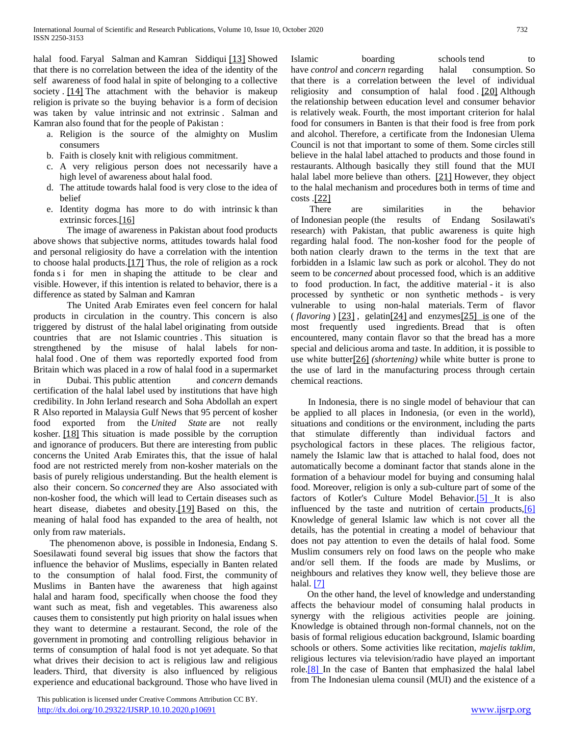halal food. Faryal Salman and Kamran Siddiqui [13] Showed that there is no correlation between the idea of the identity of the self awareness of food halal in spite of belonging to a collective society . [14] The attachment with the behavior is makeup religion is private so the buying behavior is a form of decision was taken by value intrinsic and not extrinsic . Salman and Kamran also found that for the people of Pakistan :

a. Religion is the source of the almighty on Muslim consumers
b. Faith is closely knit with religious commitment.
c. A very religious person does not necessarily have a high level of awareness about halal food.
d. The attitude towards halal food is very close to the idea of belief
e. Identity dogma has more to do with intrinsic k than extrinsic forces.[16]

The image of awareness in Pakistan about food products above shows that subjective norms, attitudes towards halal food and personal religiosity do have a correlation with the intention to choose halal products.[17] Thus, the role of religion as a rock fonda s i for men in shaping the attitude to be clear and visible. However, if this intention is related to behavior, there is a difference as stated by Salman and Kamran

The United Arab Emirates even feel concern for halal products in circulation in the country. This concern is also triggered by distrust of the halal label originating from outside countries that are not Islamic countries . This situation is strengthened by the misuse of halal labels for non-halal food . One of them was reportedly exported food from Britain which was placed in a row of halal food in a supermarket in Dubai. This public attention and *concern* demands certification of the halal label used by institutions that have high credibility. In John Ierland research and Soha Abdollah an expert R Also reported in Malaysia Gulf News that 95 percent of kosher food exported from the *United State* are not really kosher. [18] This situation is made possible by the corruption and ignorance of producers. But there are interesting from public concerns the United Arab Emirates this, that the issue of halal food are not restricted merely from non-kosher materials on the basis of purely religious understanding. But the health element is also their concern. So *concerned* they are Also associated with non-kosher food, the which will lead to Certain diseases such as heart disease, diabetes and obesity.[19] Based on this, the meaning of halal food has expanded to the area of health, not only from raw materials.

The phenomenon above, is possible in Indonesia, Endang S. Soesilawati found several big issues that show the factors that influence the behavior of Muslims, especially in Banten related to the consumption of halal food. First, the community of Muslims in Banten have the awareness that high against halal and haram food, specifically when choose the food they want such as meat, fish and vegetables. This awareness also causes them to consistently put high priority on halal issues when they want to determine a restaurant. Second, the role of the government in promoting and controlling religious behavior in terms of consumption of halal food is not yet adequate. So that what drives their decision to act is religious law and religious leaders. Third, that diversity is also influenced by religious experience and educational background. Those who have lived in Islamic boarding schools tend to have *control* and *concern* regarding halal consumption. So that there is a correlation between the level of individual religiosity and consumption of halal food . [20] Although the relationship between education level and consumer behavior is relatively weak. Fourth, the most important criterion for halal food for consumers in Banten is that their food is free from pork and alcohol. Therefore, a certificate from the Indonesian Ulema Council is not that important to some of them. Some circles still believe in the halal label attached to products and those found in restaurants. Although basically they still found that the MUI halal label more believe than others. [21] However, they object to the halal mechanism and procedures both in terms of time and costs .[22]

There are similarities in the behavior of Indonesian people (the results of Endang Sosilawati's research) with Pakistan, that public awareness is quite high regarding halal food. The non-kosher food for the people of both nation clearly drawn to the terms in the text that are forbidden in a Islamic law such as pork or alcohol. They do not seem to be *concerned* about processed food, which is an additive to food production. In fact, the additive material - it is also processed by synthetic or non synthetic methods - is very vulnerable to using non-halal materials. Term of flavor ( *flavoring* ) [23] , gelatin[24] and enzymes[25] is one of the most frequently used ingredients. Bread that is often encountered, many contain flavor so that the bread has a more special and delicious aroma and taste. In addition, it is possible to use white butter[26] *(shortening)* while white butter is prone to the use of lard in the manufacturing process through certain chemical reactions.

In Indonesia, there is no single model of behaviour that can be applied to all places in Indonesia, (or even in the world), situations and conditions or the environment, including the parts that stimulate differently than individual factors and psychological factors in these places. The religious factor, namely the Islamic law that is attached to halal food, does not automatically become a dominant factor that stands alone in the formation of a behaviour model for buying and consuming halal food. Moreover, religion is only a sub-culture part of some of the factors of Kotler's Culture Model Behavior.[5] It is also influenced by the taste and nutrition of certain products,[6] Knowledge of general Islamic law which is not cover all the details, has the potential in creating a model of behaviour that does not pay attention to even the details of halal food. Some Muslim consumers rely on food laws on the people who make and/or sell them. If the foods are made by Muslims, or neighbours and relatives they know well, they believe those are halal. [7]

On the other hand, the level of knowledge and understanding affects the behaviour model of consuming halal products in synergy with the religious activities people are joining. Knowledge is obtained through non-formal channels, not on the basis of formal religious education background, Islamic boarding schools or others. Some activities like recitation, *majelis taklim*, religious lectures via television/radio have played an important role.[8] In the case of Banten that emphasized the halal label from The Indonesian ulema counsil (MUI) and the existence of a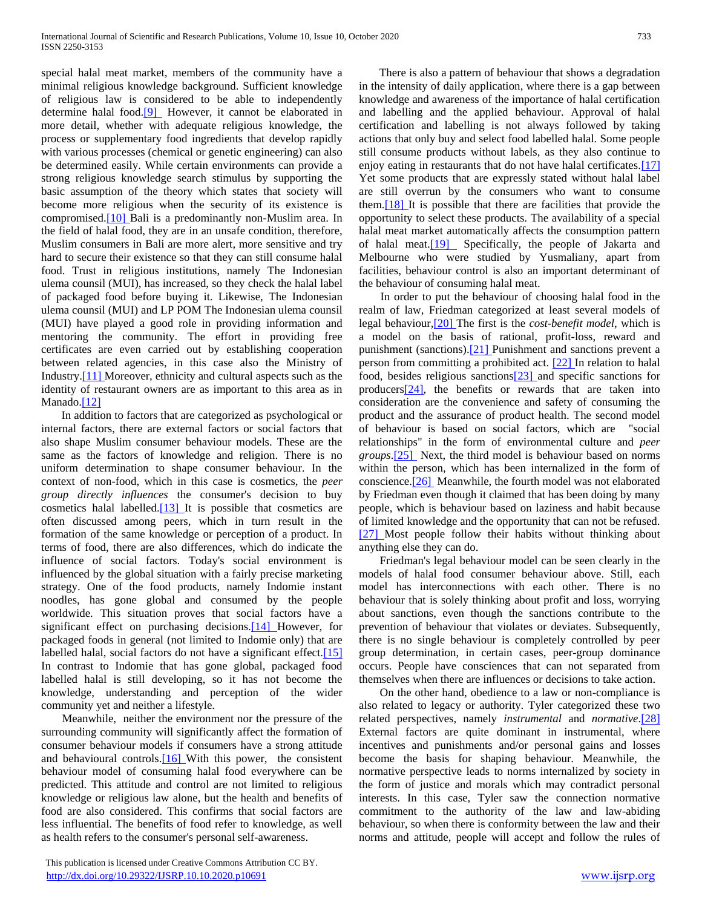special halal meat market, members of the community have a minimal religious knowledge background. Sufficient knowledge of religious law is considered to be able to independently determine halal food.[9] However, it cannot be elaborated in more detail, whether with adequate religious knowledge, the process or supplementary food ingredients that develop rapidly with various processes (chemical or genetic engineering) can also be determined easily. While certain environments can provide a strong religious knowledge search stimulus by supporting the basic assumption of the theory which states that society will become more religious when the security of its existence is compromised.[10] Bali is a predominantly non-Muslim area. In the field of halal food, they are in an unsafe condition, therefore, Muslim consumers in Bali are more alert, more sensitive and try hard to secure their existence so that they can still consume halal food. Trust in religious institutions, namely The Indonesian ulema counsil (MUI), has increased, so they check the halal label of packaged food before buying it. Likewise, The Indonesian ulema counsil (MUI) and LP POM The Indonesian ulema counsil (MUI) have played a good role in providing information and mentoring the community. The effort in providing free certificates are even carried out by establishing cooperation between related agencies, in this case also the Ministry of Industry.[11] Moreover, ethnicity and cultural aspects such as the identity of restaurant owners are as important to this area as in Manado.[12]

In addition to factors that are categorized as psychological or internal factors, there are external factors or social factors that also shape Muslim consumer behaviour models. These are the same as the factors of knowledge and religion. There is no uniform determination to shape consumer behaviour. In the context of non-food, which in this case is cosmetics, the *peer group directly influences* the consumer's decision to buy cosmetics halal labelled.[13] It is possible that cosmetics are often discussed among peers, which in turn result in the formation of the same knowledge or perception of a product. In terms of food, there are also differences, which do indicate the influence of social factors. Today's social environment is influenced by the global situation with a fairly precise marketing strategy. One of the food products, namely Indomie instant noodles, has gone global and consumed by the people worldwide. This situation proves that social factors have a significant effect on purchasing decisions.[14] However, for packaged foods in general (not limited to Indomie only) that are labelled halal, social factors do not have a significant effect.[15] In contrast to Indomie that has gone global, packaged food labelled halal is still developing, so it has not become the knowledge, understanding and perception of the wider community yet and neither a lifestyle.

Meanwhile, neither the environment nor the pressure of the surrounding community will significantly affect the formation of consumer behaviour models if consumers have a strong attitude and behavioural controls.[16] With this power, the consistent behaviour model of consuming halal food everywhere can be predicted. This attitude and control are not limited to religious knowledge or religious law alone, but the health and benefits of food are also considered. This confirms that social factors are less influential. The benefits of food refer to knowledge, as well as health refers to the consumer's personal self-awareness.

There is also a pattern of behaviour that shows a degradation in the intensity of daily application, where there is a gap between knowledge and awareness of the importance of halal certification and labelling and the applied behaviour. Approval of halal certification and labelling is not always followed by taking actions that only buy and select food labelled halal. Some people still consume products without labels, as they also continue to enjoy eating in restaurants that do not have halal certificates.[17] Yet some products that are expressly stated without halal label are still overrun by the consumers who want to consume them.[18] It is possible that there are facilities that provide the opportunity to select these products. The availability of a special halal meat market automatically affects the consumption pattern of halal meat.[19] Specifically, the people of Jakarta and Melbourne who were studied by Yusmaliany, apart from facilities, behaviour control is also an important determinant of the behaviour of consuming halal meat.

In order to put the behaviour of choosing halal food in the realm of law, Friedman categorized at least several models of legal behaviour,[20] The first is the *cost-benefit model*, which is a model on the basis of rational, profit-loss, reward and punishment (sanctions).[21] Punishment and sanctions prevent a person from committing a prohibited act. [22] In relation to halal food, besides religious sanctions[23] and specific sanctions for producers[24], the benefits or rewards that are taken into consideration are the convenience and safety of consuming the product and the assurance of product health. The second model of behaviour is based on social factors, which are "social relationships" in the form of environmental culture and *peer groups*.[25] Next, the third model is behaviour based on norms within the person, which has been internalized in the form of conscience.[26] Meanwhile, the fourth model was not elaborated by Friedman even though it claimed that has been doing by many people, which is behaviour based on laziness and habit because of limited knowledge and the opportunity that can not be refused. [27] Most people follow their habits without thinking about anything else they can do.

Friedman's legal behaviour model can be seen clearly in the models of halal food consumer behaviour above. Still, each model has interconnections with each other. There is no behaviour that is solely thinking about profit and loss, worrying about sanctions, even though the sanctions contribute to the prevention of behaviour that violates or deviates. Subsequently, there is no single behaviour is completely controlled by peer group determination, in certain cases, peer-group dominance occurs. People have consciences that can not separated from themselves when there are influences or decisions to take action.

On the other hand, obedience to a law or non-compliance is also related to legacy or authority. Tyler categorized these two related perspectives, namely *instrumental* and *normative*.[28] External factors are quite dominant in instrumental, where incentives and punishments and/or personal gains and losses become the basis for shaping behaviour. Meanwhile, the normative perspective leads to norms internalized by society in the form of justice and morals which may contradict personal interests. In this case, Tyler saw the connection normative commitment to the authority of the law and law-abiding behaviour, so when there is conformity between the law and their norms and attitude, people will accept and follow the rules of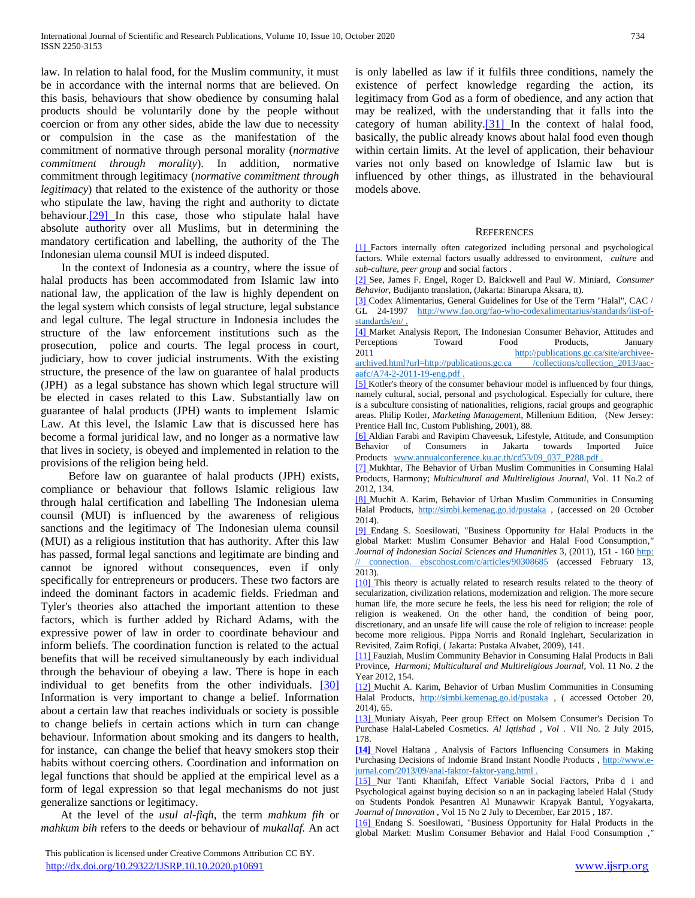law. In relation to halal food, for the Muslim community, it must be in accordance with the internal norms that are believed. On this basis, behaviours that show obedience by consuming halal products should be voluntarily done by the people without coercion or from any other sides, abide the law due to necessity or compulsion in the case as the manifestation of the commitment of normative through personal morality (*normative commitment through morality*). In addition, normative commitment through legitimacy (*normative commitment through legitimacy*) that related to the existence of the authority or those who stipulate the law, having the right and authority to dictate behaviour.[29] In this case, those who stipulate halal have absolute authority over all Muslims, but in determining the mandatory certification and labelling, the authority of the The Indonesian ulema counsil MUI is indeed disputed.

In the context of Indonesia as a country, where the issue of halal products has been accommodated from Islamic law into national law, the application of the law is highly dependent on the legal system which consists of legal structure, legal substance and legal culture. The legal structure in Indonesia includes the structure of the law enforcement institutions such as the prosecution, police and courts. The legal process in court, judiciary, how to cover judicial instruments. With the existing structure, the presence of the law on guarantee of halal products (JPH) as a legal substance has shown which legal structure will be elected in cases related to this Law. Substantially law on guarantee of halal products (JPH) wants to implement Islamic Law. At this level, the Islamic Law that is discussed here has become a formal juridical law, and no longer as a normative law that lives in society, is obeyed and implemented in relation to the provisions of the religion being held.

Before law on guarantee of halal products (JPH) exists, compliance or behaviour that follows Islamic religious law through halal certification and labelling The Indonesian ulema counsil (MUI) is influenced by the awareness of religious sanctions and the legitimacy of The Indonesian ulema counsil (MUI) as a religious institution that has authority. After this law has passed, formal legal sanctions and legitimate are binding and cannot be ignored without consequences, even if only specifically for entrepreneurs or producers. These two factors are indeed the dominant factors in academic fields. Friedman and Tyler's theories also attached the important attention to these factors, which is further added by Richard Adams, with the expressive power of law in order to coordinate behaviour and inform beliefs. The coordination function is related to the actual benefits that will be received simultaneously by each individual through the behaviour of obeying a law. There is hope in each individual to get benefits from the other individuals. [30] Information is very important to change a belief. Information about a certain law that reaches individuals or society is possible to change beliefs in certain actions which in turn can change behaviour. Information about smoking and its dangers to health, for instance, can change the belief that heavy smokers stop their habits without coercing others. Coordination and information on legal functions that should be applied at the empirical level as a form of legal expression so that legal mechanisms do not just generalize sanctions or legitimacy.

At the level of the *usul al-fiqh*, the term *mahkum fih* or *mahkum bih* refers to the deeds or behaviour of *mukallaf*. An act is only labelled as law if it fulfils three conditions, namely the existence of perfect knowledge regarding the action, its legitimacy from God as a form of obedience, and any action that may be realized, with the understanding that it falls into the category of human ability.[31] In the context of halal food, basically, the public already knows about halal food even though within certain limits. At the level of application, their behaviour varies not only based on knowledge of Islamic law but is influenced by other things, as illustrated in the behavioural models above.

## References

[1] Factors internally often categorized including personal and psychological factors. While external factors usually addressed to environment, *culture* and *sub-culture*, *peer group* and social factors .

[2] See, James F. Engel, Roger D. Balckwell and Paul W. Miniard, *Consumer Behavior*, Budijanto translation, (Jakarta: Binarupa Aksara, tt).

[3] Codex Alimentarius, General Guidelines for Use of the Term "Halal", CAC / GL 24-1997 http://www.fao.org/fao-who-codexalimentarius/standards/list-of-standards/en/ .

[4] Market Analysis Report, The Indonesian Consumer Behavior, Attitudes and Perceptions Toward Food Products, January 2011 http://publications.gc.ca/site/archivee-archived.html?url=http://publications.gc.ca /collections/collection_2013/aac-aafc/A74-2-2011-19-eng.pdf .

[5] Kotler's theory of the consumer behaviour model is influenced by four things, namely cultural, social, personal and psychological. Especially for culture, there is a subculture consisting of nationalities, religions, racial groups and geographic areas. Philip Kotler, *Marketing Management*, Millenium Edition, (New Jersey: Prentice Hall Inc, Custom Publishing, 2001), 88.

[6] Aldian Farabi and Ravipim Chaveesuk, Lifestyle, Attitude, and Consumption Behavior of Consumers in Jakarta towards Imported Juice Products www.annualconference.ku.ac.th/cd53/09_037_P288.pdf .

[7] Mukhtar, The Behavior of Urban Muslim Communities in Consuming Halal Products, Harmony; *Multicultural and Multireligious Journal*, Vol. 11 No.2 of 2012, 134.

[8] Muchit A. Karim, Behavior of Urban Muslim Communities in Consuming Halal Products, http://simbi.kemenag.go.id/pustaka , (accessed on 20 October 2014).

[9] Endang S. Soesilowati, "Business Opportunity for Halal Products in the global Market: Muslim Consumer Behavior and Halal Food Consumption," *Journal of Indonesian Social Sciences and Humanities* 3, (2011), 151 - 160 http: // connection. ebscohost.com/c/articles/90308685 (accessed February 13, 2013).

[10] This theory is actually related to research results related to the theory of secularization, civilization relations, modernization and religion. The more secure human life, the more secure he feels, the less his need for religion; the role of religion is weakened. On the other hand, the condition of being poor, discretionary, and an unsafe life will cause the role of religion to increase: people become more religious. Pippa Norris and Ronald Inglehart, Secularization in Revisited, Zaim Rofiqi, ( Jakarta: Pustaka Alvabet, 2009), 141.

[11] Fauziah, Muslim Community Behavior in Consuming Halal Products in Bali Province, *Harmoni; Multicultural and Multireligious Journal*, Vol. 11 No. 2 the Year 2012, 154.

[12] Muchit A. Karim, Behavior of Urban Muslim Communities in Consuming Halal Products, http://simbi.kemenag.go.id/pustaka , ( accessed October 20, 2014), 65.

[13] Muniaty Aisyah, Peer group Effect on Molsem Consumer's Decision To Purchase Halal-Labeled Cosmetics. *Al Iqtishad* , *Vol* . VII No. 2 July 2015, 178.

**[14]** Novel Haltana , Analysis of Factors Influencing Consumers in Making Purchasing Decisions of Indomie Brand Instant Noodle Products , http://www.e-jurnal.com/2013/09/anal-faktor-faktor-yang.html .

[15] Nur Tanti Khanifah, Effect Variable Social Factors, Priba d i and Psychological against buying decision so n an in packaging labeled Halal (Study on Students Pondok Pesantren Al Munawwir Krapyak Bantul, Yogyakarta, *Journal of Innovation* , Vol 15 No 2 July to December, Ear 2015 , 187.

[16] Endang S. Soesilowati, "Business Opportunity for Halal Products in the global Market: Muslim Consumer Behavior and Halal Food Consumption ,"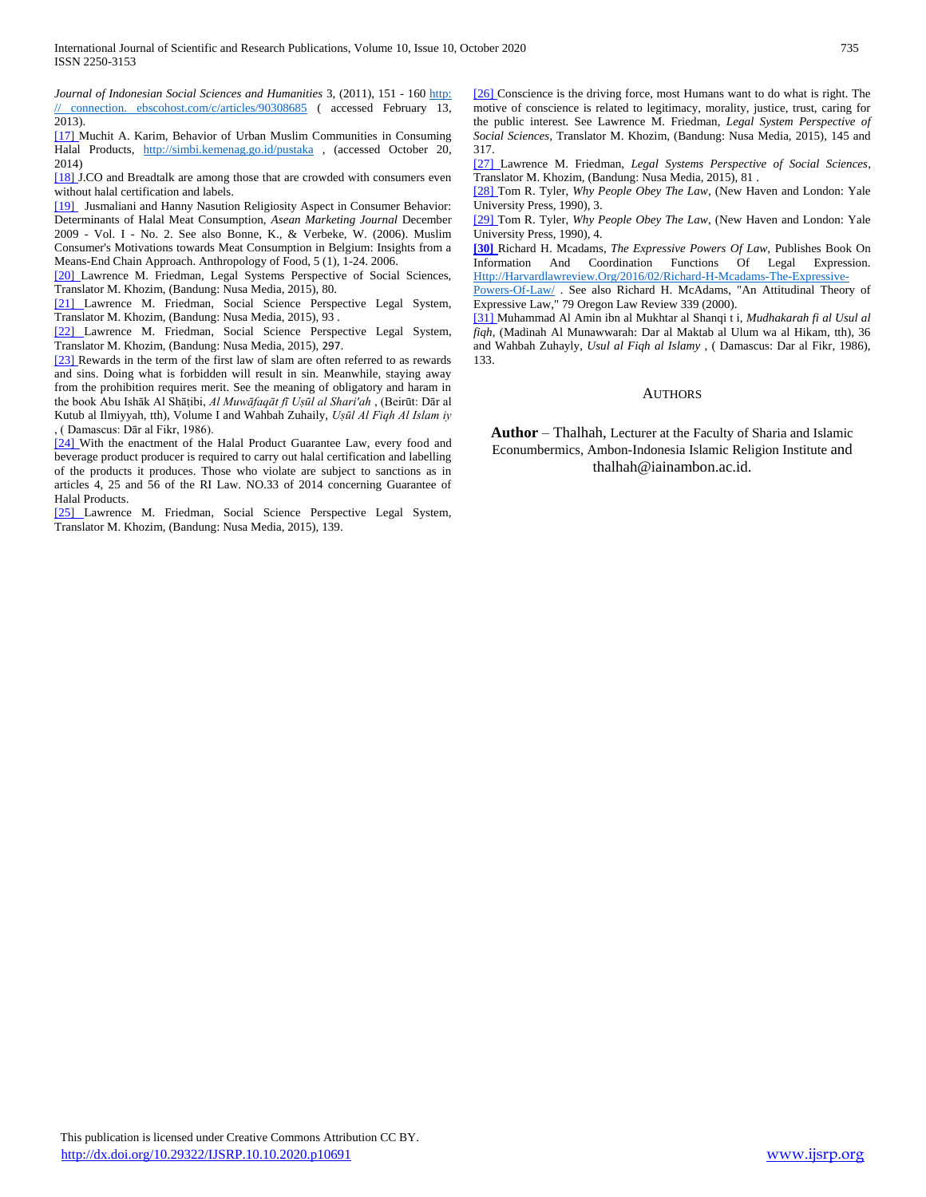*Journal of Indonesian Social Sciences and Humanities* 3, (2011), 151 - 160 http: // connection. ebscohost.com/c/articles/90308685 ( accessed February 13, 2013).

[17] Muchit A. Karim, Behavior of Urban Muslim Communities in Consuming Halal Products, http://simbi.kemenag.go.id/pustaka , (accessed October 20, 2014)

[18] J.CO and Breadtalk are among those that are crowded with consumers even without halal certification and labels.

[19] Jusmaliani and Hanny Nasution Religiosity Aspect in Consumer Behavior: Determinants of Halal Meat Consumption, *Asean Marketing Journal* December 2009 - Vol. I - No. 2. See also Bonne, K., & Verbeke, W. (2006). Muslim Consumer's Motivations towards Meat Consumption in Belgium: Insights from a Means-End Chain Approach. Anthropology of Food, 5 (1), 1-24. 2006.

[20] Lawrence M. Friedman, Legal Systems Perspective of Social Sciences, Translator M. Khozim, (Bandung: Nusa Media, 2015), 80.

[21] Lawrence M. Friedman, Social Science Perspective Legal System, Translator M. Khozim, (Bandung: Nusa Media, 2015), 93 .

[22] Lawrence M. Friedman, Social Science Perspective Legal System, Translator M. Khozim, (Bandung: Nusa Media, 2015), 297.

[23] Rewards in the term of the first law of slam are often referred to as rewards and sins. Doing what is forbidden will result in sin. Meanwhile, staying away from the prohibition requires merit. See the meaning of obligatory and haram in the book Abu Ishāk Al Shāṭibi, *Al Muwāfaqāt fī Uṣūl al Shari'ah* , (Beirūt: Dār al Kutub al Ilmiyyah, tth), Volume I and Wahbah Zuhaily, *Uṣūl Al Fiqh Al Islam iy* , ( Damascus: Dār al Fikr, 1986).

[24] With the enactment of the Halal Product Guarantee Law, every food and beverage product producer is required to carry out halal certification and labelling of the products it produces. Those who violate are subject to sanctions as in articles 4, 25 and 56 of the RI Law. NO.33 of 2014 concerning Guarantee of Halal Products.

[25] Lawrence M. Friedman, Social Science Perspective Legal System, Translator M. Khozim, (Bandung: Nusa Media, 2015), 139.

[26] Conscience is the driving force, most Humans want to do what is right. The motive of conscience is related to legitimacy, morality, justice, trust, caring for the public interest. See Lawrence M. Friedman, *Legal System Perspective of Social Sciences*, Translator M. Khozim, (Bandung: Nusa Media, 2015), 145 and 317.

[27] Lawrence M. Friedman, *Legal Systems Perspective of Social Sciences*, Translator M. Khozim, (Bandung: Nusa Media, 2015), 81 .

[28] Tom R. Tyler, *Why People Obey The Law*, (New Haven and London: Yale University Press, 1990), 3.

[29] Tom R. Tyler, *Why People Obey The Law*, (New Haven and London: Yale University Press, 1990), 4.

**[30]** Richard H. Mcadams, *The Expressive Powers Of Law*, Publishes Book On Information And Coordination Functions Of Legal Expression. Http://Harvardlawreview.Org/2016/02/Richard-H-Mcadams-The-Expressive-Powers-Of-Law/ . See also Richard H. McAdams, "An Attitudinal Theory of Expressive Law," 79 Oregon Law Review 339 (2000).

[31] Muhammad Al Amin ibn al Mukhtar al Shanqi t i, *Mudhakarah fi al Usul al fiqh*, (Madinah Al Munawwarah: Dar al Maktab al Ulum wa al Hikam, tth), 36 and Wahbah Zuhayly, *Usul al Fiqh al Islamy* , ( Damascus: Dar al Fikr, 1986), 133.

## AUTHORS

**Author** – Thalhah, Lecturer at the Faculty of Sharia and Islamic Econumbermics, Ambon-Indonesia Islamic Religion Institute and thalhah@iainambon.ac.id.